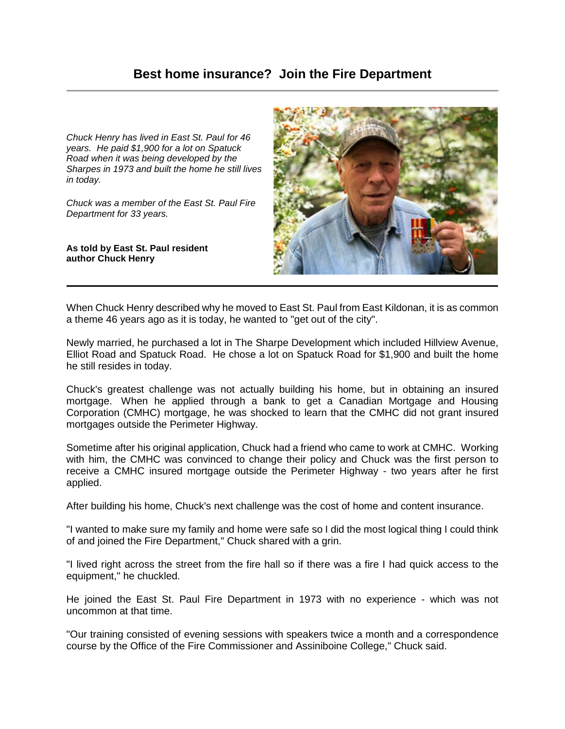# Best home insurance? Join the Fire Department

*Chuck Henry has lived in East St. Paul for 46 years. He paid $1,900 for a lot on Spatuck Road when it was being developed by the Sharpes in 1973 and built the home he still lives in today.*

*Chuck was a member of the East St. Paul Fire Department for 33 years.*

**As told by East St. Paul resident author Chuck Henry**

---

When Chuck Henry described why he moved to East St. Paul from East Kildonan, it is as common a theme 46 years ago as it is today, he wanted to "get out of the city".

Newly married, he purchased a lot in The Sharpe Development which included Hillview Avenue, Elliot Road and Spatuck Road. He chose a lot on Spatuck Road for $1,900 and built the home he still resides in today.

Chuck's greatest challenge was not actually building his home, but in obtaining an insured mortgage. When he applied through a bank to get a Canadian Mortgage and Housing Corporation (CMHC) mortgage, he was shocked to learn that the CMHC did not grant insured mortgages outside the Perimeter Highway.

Sometime after his original application, Chuck had a friend who came to work at CMHC. Working with him, the CMHC was convinced to change their policy and Chuck was the first person to receive a CMHC insured mortgage outside the Perimeter Highway - two years after he first applied.

After building his home, Chuck's next challenge was the cost of home and content insurance.

"I wanted to make sure my family and home were safe so I did the most logical thing I could think of and joined the Fire Department," Chuck shared with a grin.

"I lived right across the street from the fire hall so if there was a fire I had quick access to the equipment," he chuckled.

He joined the East St. Paul Fire Department in 1973 with no experience - which was not uncommon at that time.

"Our training consisted of evening sessions with speakers twice a month and a correspondence course by the Office of the Fire Commissioner and Assiniboine College," Chuck said.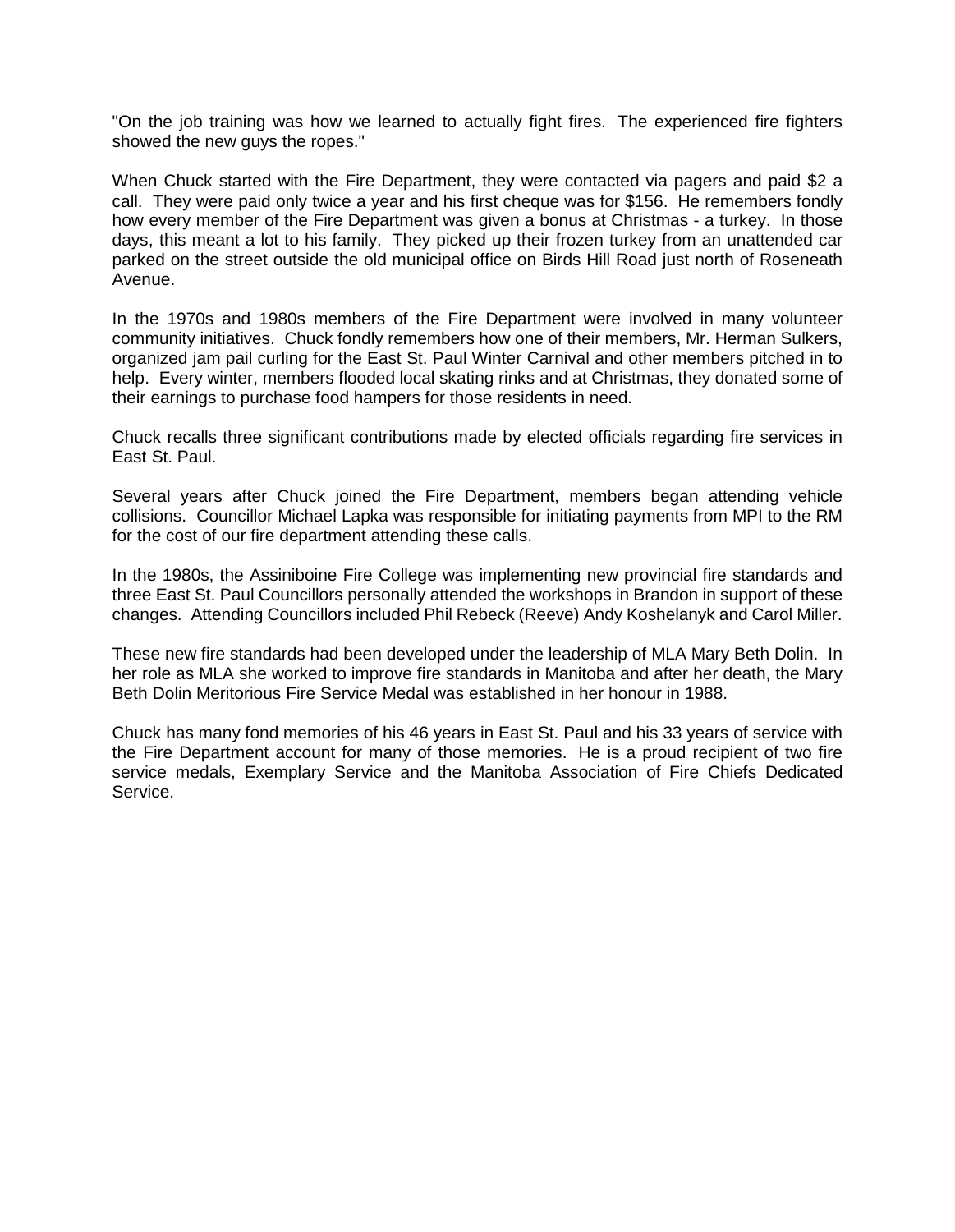"On the job training was how we learned to actually fight fires. The experienced fire fighters showed the new guys the ropes."

When Chuck started with the Fire Department, they were contacted via pagers and paid $2 a call. They were paid only twice a year and his first cheque was for $156. He remembers fondly how every member of the Fire Department was given a bonus at Christmas - a turkey. In those days, this meant a lot to his family. They picked up their frozen turkey from an unattended car parked on the street outside the old municipal office on Birds Hill Road just north of Roseneath Avenue.

In the 1970s and 1980s members of the Fire Department were involved in many volunteer community initiatives. Chuck fondly remembers how one of their members, Mr. Herman Sulkers, organized jam pail curling for the East St. Paul Winter Carnival and other members pitched in to help. Every winter, members flooded local skating rinks and at Christmas, they donated some of their earnings to purchase food hampers for those residents in need.

Chuck recalls three significant contributions made by elected officials regarding fire services in East St. Paul.

Several years after Chuck joined the Fire Department, members began attending vehicle collisions. Councillor Michael Lapka was responsible for initiating payments from MPI to the RM for the cost of our fire department attending these calls.

In the 1980s, the Assiniboine Fire College was implementing new provincial fire standards and three East St. Paul Councillors personally attended the workshops in Brandon in support of these changes. Attending Councillors included Phil Rebeck (Reeve) Andy Koshelanyk and Carol Miller.

These new fire standards had been developed under the leadership of MLA Mary Beth Dolin. In her role as MLA she worked to improve fire standards in Manitoba and after her death, the Mary Beth Dolin Meritorious Fire Service Medal was established in her honour in 1988.

Chuck has many fond memories of his 46 years in East St. Paul and his 33 years of service with the Fire Department account for many of those memories. He is a proud recipient of two fire service medals, Exemplary Service and the Manitoba Association of Fire Chiefs Dedicated Service.